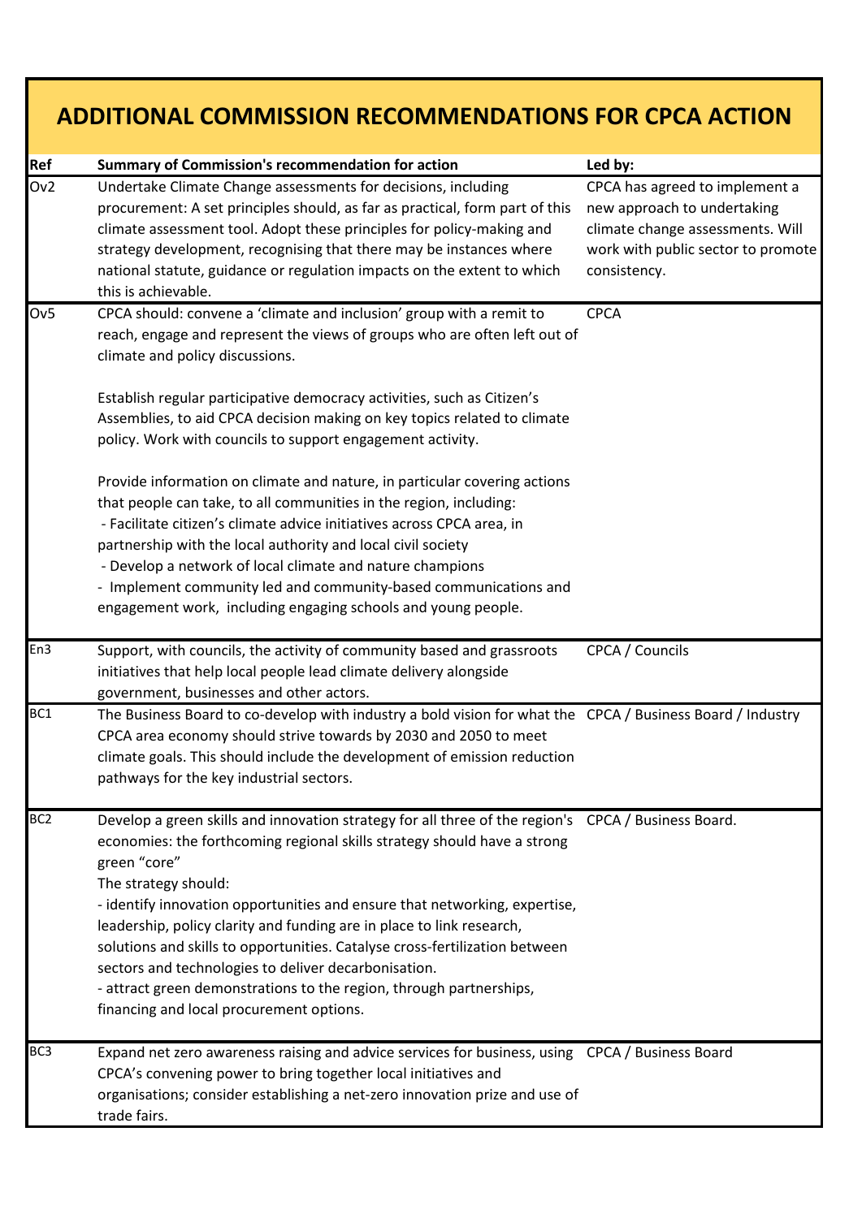# ADDITIONAL COMMISSION RECOMMENDATIONS FOR CPCA ACTION

| Ref | Summary of Commission's recommendation for action | Led by: |
|---|---|---|
| Ov2 | Undertake Climate Change assessments for decisions, including procurement: A set principles should, as far as practical, form part of this climate assessment tool. Adopt these principles for policy-making and strategy development, recognising that there may be instances where national statute, guidance or regulation impacts on the extent to which this is achievable. | CPCA has agreed to implement a new approach to undertaking climate change assessments. Will work with public sector to promote consistency. |
| Ov5 | CPCA should: convene a 'climate and inclusion' group with a remit to reach, engage and represent the views of groups who are often left out of climate and policy discussions.<br><br>Establish regular participative democracy activities, such as Citizen's Assemblies, to aid CPCA decision making on key topics related to climate policy. Work with councils to support engagement activity.<br><br>Provide information on climate and nature, in particular covering actions that people can take, to all communities in the region, including:<br>- Facilitate citizen's climate advice initiatives across CPCA area, in partnership with the local authority and local civil society<br>- Develop a network of local climate and nature champions<br>- Implement community led and community-based communications and engagement work, including engaging schools and young people. | CPCA |
| En3 | Support, with councils, the activity of community based and grassroots initiatives that help local people lead climate delivery alongside government, businesses and other actors. | CPCA / Councils |
| BC1 | The Business Board to co-develop with industry a bold vision for what the CPCA area economy should strive towards by 2030 and 2050 to meet climate goals. This should include the development of emission reduction pathways for the key industrial sectors. | CPCA / Business Board / Industry |
| BC2 | Develop a green skills and innovation strategy for all three of the region's economies: the forthcoming regional skills strategy should have a strong green "core"<br>The strategy should:<br>- identify innovation opportunities and ensure that networking, expertise, leadership, policy clarity and funding are in place to link research, solutions and skills to opportunities. Catalyse cross-fertilization between sectors and technologies to deliver decarbonisation.<br>- attract green demonstrations to the region, through partnerships, financing and local procurement options. | CPCA / Business Board. |
| BC3 | Expand net zero awareness raising and advice services for business, using CPCA's convening power to bring together local initiatives and organisations; consider establishing a net-zero innovation prize and use of trade fairs. | CPCA / Business Board |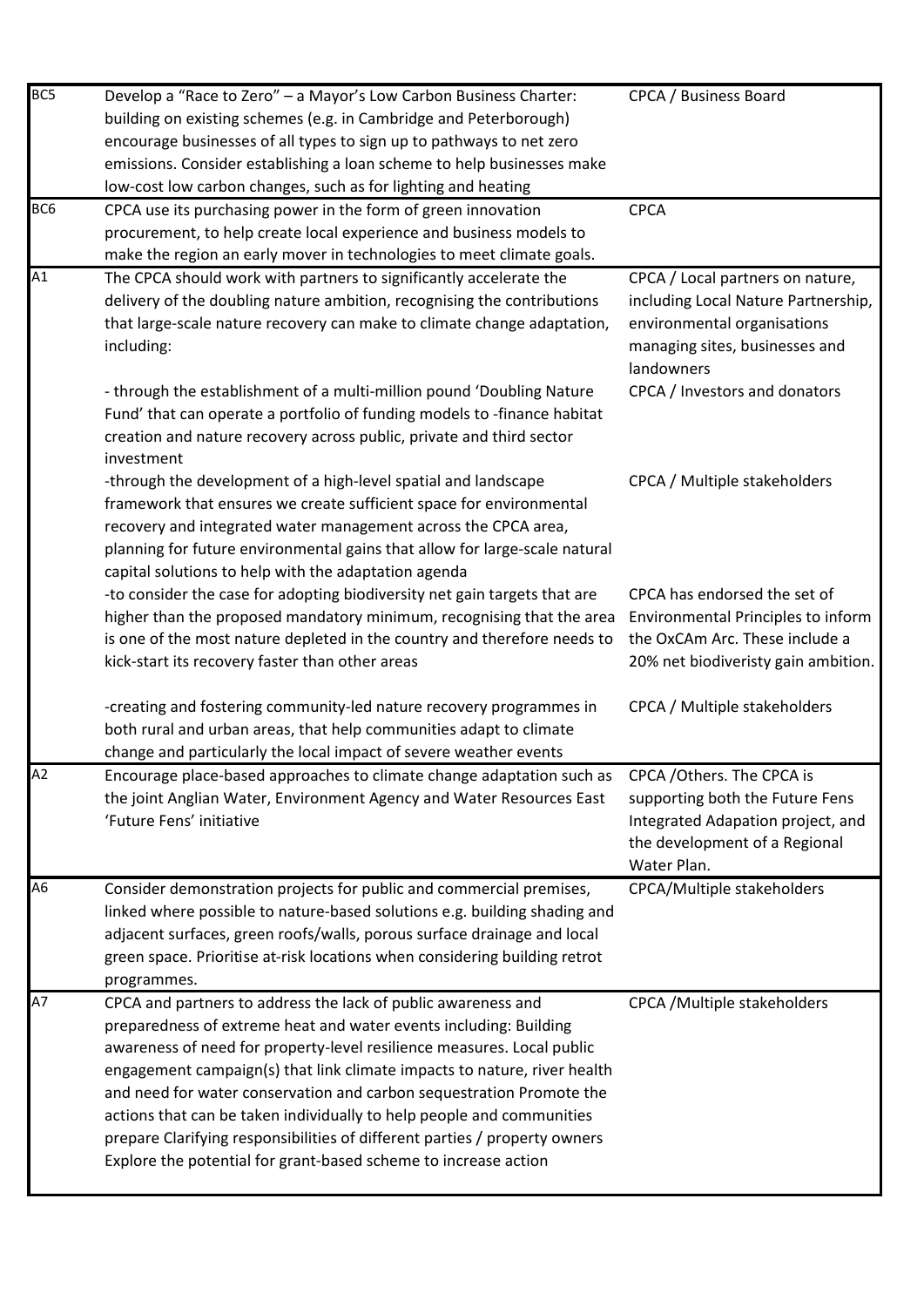| | | |
|---|---|---|
| BC5 | Develop a "Race to Zero" – a Mayor's Low Carbon Business Charter: building on existing schemes (e.g. in Cambridge and Peterborough) encourage businesses of all types to sign up to pathways to net zero emissions. Consider establishing a loan scheme to help businesses make low-cost low carbon changes, such as for lighting and heating | CPCA / Business Board |
| BC6 | CPCA use its purchasing power in the form of green innovation procurement, to help create local experience and business models to make the region an early mover in technologies to meet climate goals. | CPCA |
| A1 | The CPCA should work with partners to significantly accelerate the delivery of the doubling nature ambition, recognising the contributions that large-scale nature recovery can make to climate change adaptation, including: | CPCA / Local partners on nature, including Local Nature Partnership, environmental organisations managing sites, businesses and landowners |
| | - through the establishment of a multi-million pound 'Doubling Nature Fund' that can operate a portfolio of funding models to -finance habitat creation and nature recovery across public, private and third sector investment | CPCA / Investors and donators |
| | -through the development of a high-level spatial and landscape framework that ensures we create sufficient space for environmental recovery and integrated water management across the CPCA area, planning for future environmental gains that allow for large-scale natural capital solutions to help with the adaptation agenda | CPCA / Multiple stakeholders |
| | -to consider the case for adopting biodiversity net gain targets that are higher than the proposed mandatory minimum, recognising that the area is one of the most nature depleted in the country and therefore needs to kick-start its recovery faster than other areas | CPCA has endorsed the set of Environmental Principles to inform the OxCAm Arc. These include a 20% net biodiveristy gain ambition. |
| | -creating and fostering community-led nature recovery programmes in both rural and urban areas, that help communities adapt to climate change and particularly the local impact of severe weather events | CPCA / Multiple stakeholders |
| A2 | Encourage place-based approaches to climate change adaptation such as the joint Anglian Water, Environment Agency and Water Resources East 'Future Fens' initiative | CPCA /Others. The CPCA is supporting both the Future Fens Integrated Adapation project, and the development of a Regional Water Plan. |
| A6 | Consider demonstration projects for public and commercial premises, linked where possible to nature-based solutions e.g. building shading and adjacent surfaces, green roofs/walls, porous surface drainage and local green space. Prioritise at-risk locations when considering building retrot programmes. | CPCA/Multiple stakeholders |
| A7 | CPCA and partners to address the lack of public awareness and preparedness of extreme heat and water events including: Building awareness of need for property-level resilience measures. Local public engagement campaign(s) that link climate impacts to nature, river health and need for water conservation and carbon sequestration Promote the actions that can be taken individually to help people and communities prepare Clarifying responsibilities of different parties / property owners Explore the potential for grant-based scheme to increase action | CPCA /Multiple stakeholders |